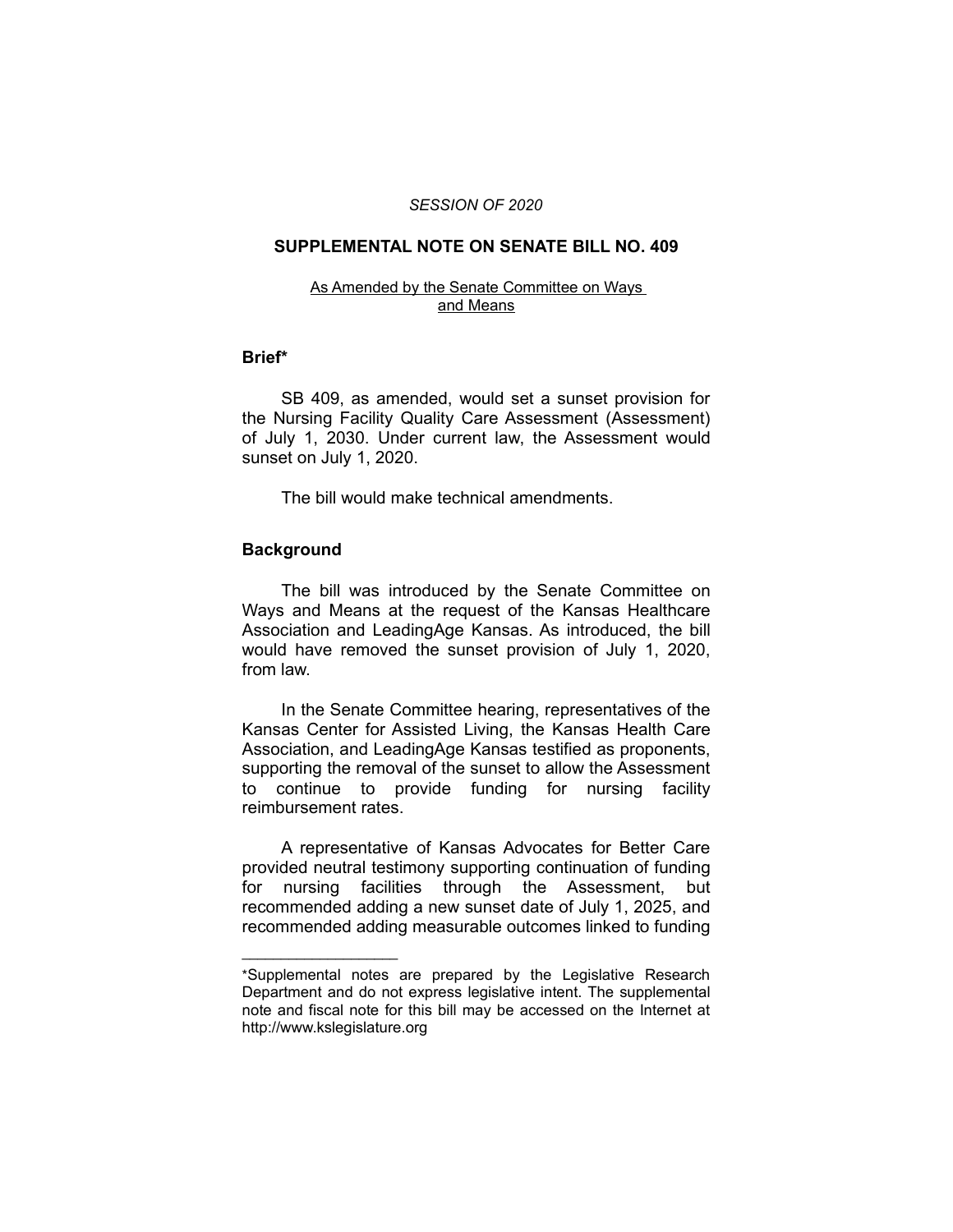*SESSION OF 2020*

## SUPPLEMENTAL NOTE ON SENATE BILL NO. 409

As Amended by the Senate Committee on Ways and Means

### Brief*

SB 409, as amended, would set a sunset provision for the Nursing Facility Quality Care Assessment (Assessment) of July 1, 2030. Under current law, the Assessment would sunset on July 1, 2020.

The bill would make technical amendments.

### Background

The bill was introduced by the Senate Committee on Ways and Means at the request of the Kansas Healthcare Association and LeadingAge Kansas. As introduced, the bill would have removed the sunset provision of July 1, 2020, from law.

In the Senate Committee hearing, representatives of the Kansas Center for Assisted Living, the Kansas Health Care Association, and LeadingAge Kansas testified as proponents, supporting the removal of the sunset to allow the Assessment to continue to provide funding for nursing facility reimbursement rates.

A representative of Kansas Advocates for Better Care provided neutral testimony supporting continuation of funding for nursing facilities through the Assessment, but recommended adding a new sunset date of July 1, 2025, and recommended adding measurable outcomes linked to funding

---

*Supplemental notes are prepared by the Legislative Research Department and do not express legislative intent. The supplemental note and fiscal note for this bill may be accessed on the Internet at http://www.kslegislature.org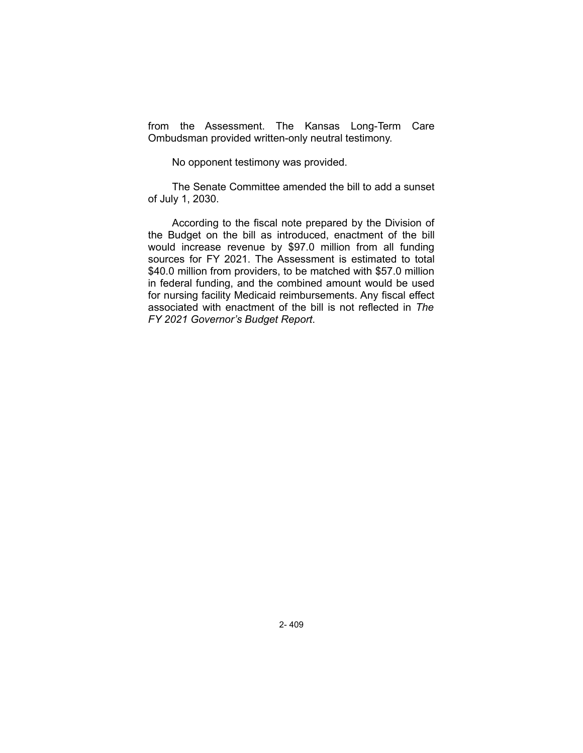from the Assessment. The Kansas Long-Term Care Ombudsman provided written-only neutral testimony.

No opponent testimony was provided.

The Senate Committee amended the bill to add a sunset of July 1, 2030.

According to the fiscal note prepared by the Division of the Budget on the bill as introduced, enactment of the bill would increase revenue by $97.0 million from all funding sources for FY 2021. The Assessment is estimated to total $40.0 million from providers, to be matched with $57.0 million in federal funding, and the combined amount would be used for nursing facility Medicaid reimbursements. Any fiscal effect associated with enactment of the bill is not reflected in *The FY 2021 Governor's Budget Report*.